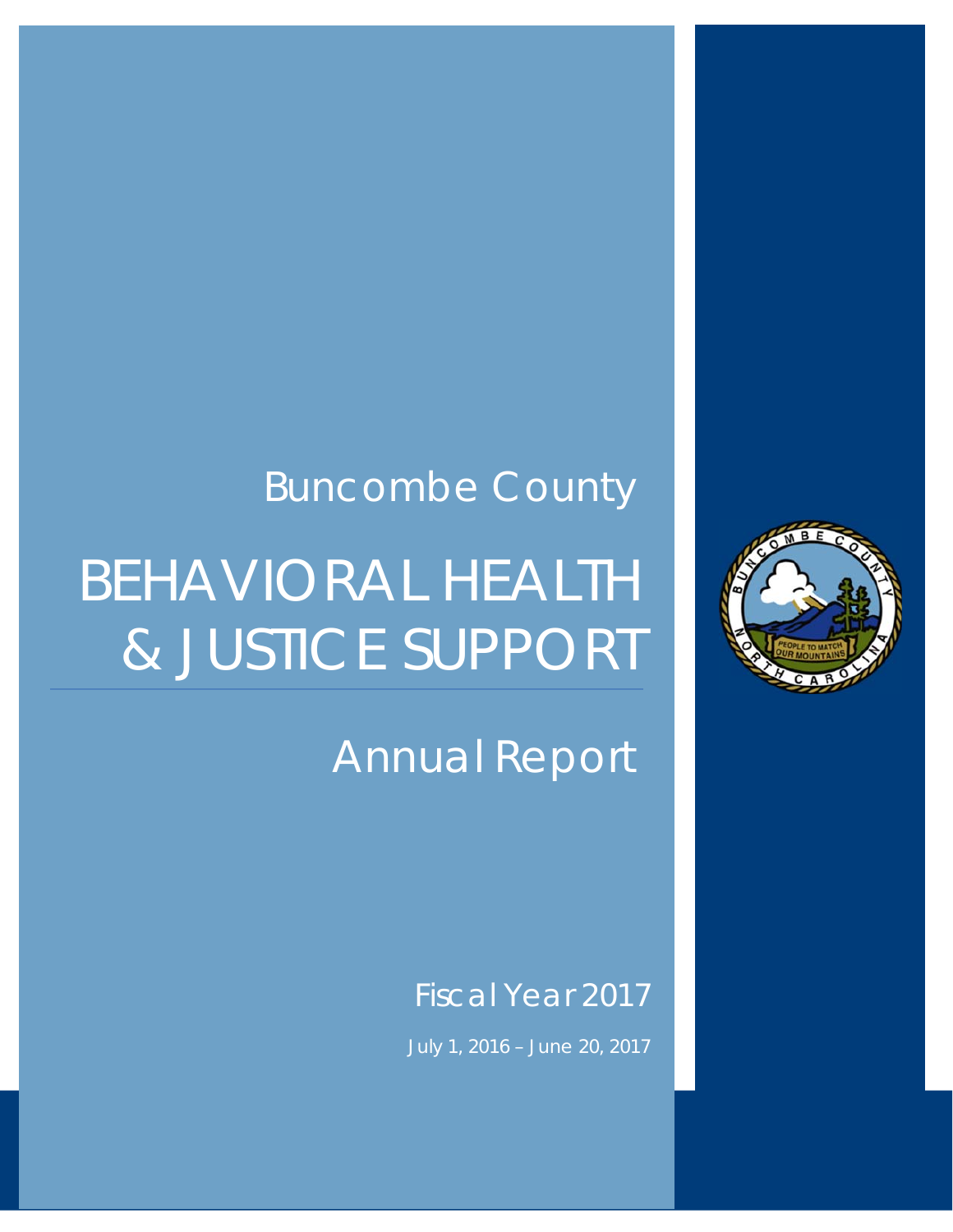Buncombe County

# BEHAVIORAL HEALTH & JUSTICE SUPPORT

## Annual Report

Fiscal Year 2017

July 1, 2016 – June 20, 2017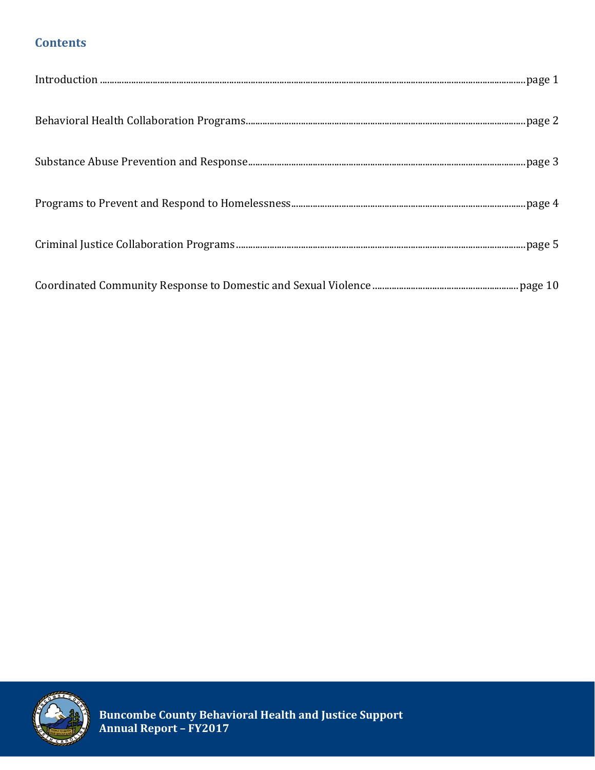## Contents

Introduction ............................................................page 1

Behavioral Health Collaboration Programs............................................................page 2

Substance Abuse Prevention and Response............................................................page 3

Programs to Prevent and Respond to Homelessness............................................................page 4

Criminal Justice Collaboration Programs............................................................page 5

Coordinated Community Response to Domestic and Sexual Violence............................................................page 10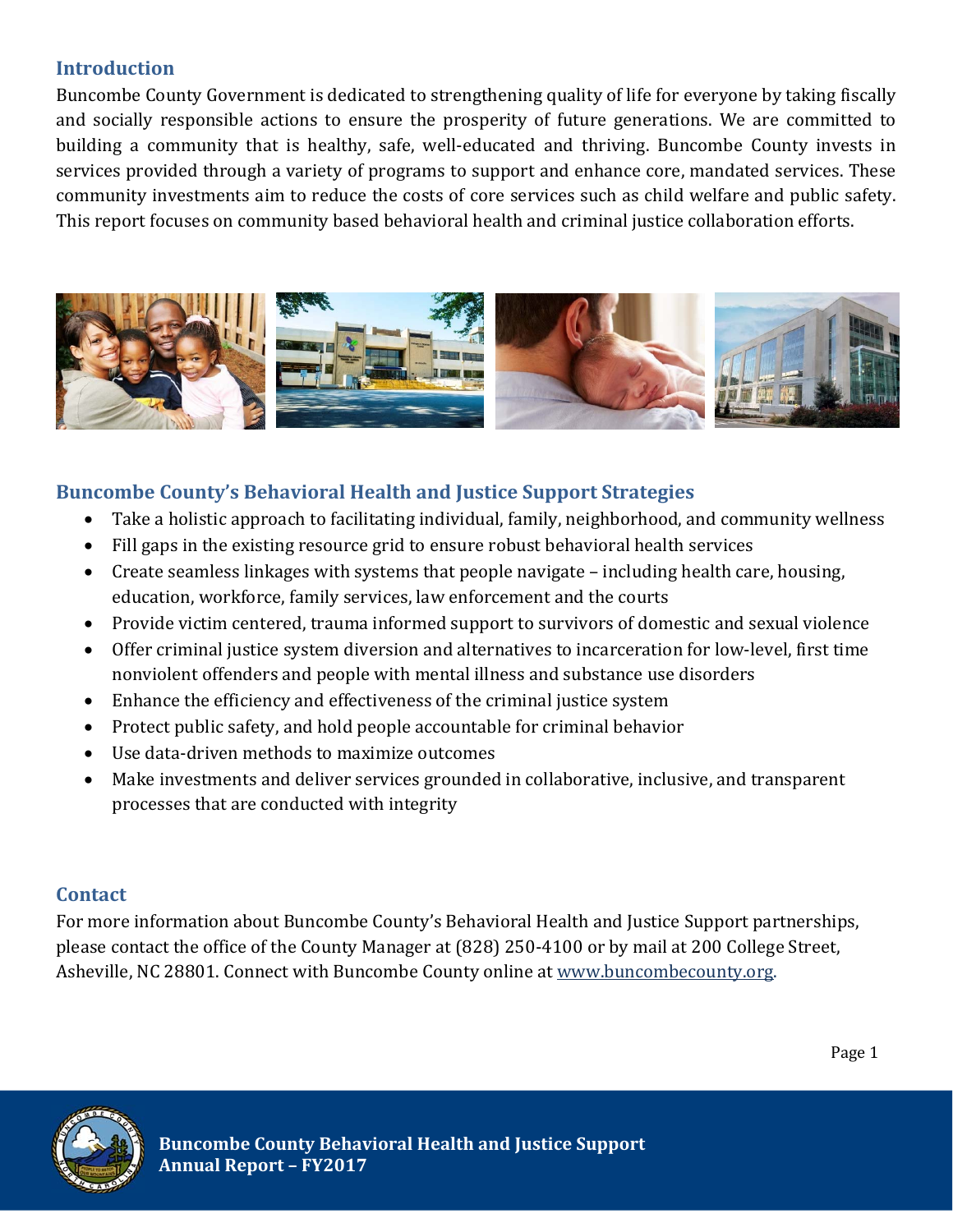## Introduction

Buncombe County Government is dedicated to strengthening quality of life for everyone by taking fiscally and socially responsible actions to ensure the prosperity of future generations. We are committed to building a community that is healthy, safe, well-educated and thriving. Buncombe County invests in services provided through a variety of programs to support and enhance core, mandated services. These community investments aim to reduce the costs of core services such as child welfare and public safety. This report focuses on community based behavioral health and criminal justice collaboration efforts.

## Buncombe County's Behavioral Health and Justice Support Strategies

- Take a holistic approach to facilitating individual, family, neighborhood, and community wellness
- Fill gaps in the existing resource grid to ensure robust behavioral health services
- Create seamless linkages with systems that people navigate – including health care, housing, education, workforce, family services, law enforcement and the courts
- Provide victim centered, trauma informed support to survivors of domestic and sexual violence
- Offer criminal justice system diversion and alternatives to incarceration for low-level, first time nonviolent offenders and people with mental illness and substance use disorders
- Enhance the efficiency and effectiveness of the criminal justice system
- Protect public safety, and hold people accountable for criminal behavior
- Use data-driven methods to maximize outcomes
- Make investments and deliver services grounded in collaborative, inclusive, and transparent processes that are conducted with integrity

## Contact

For more information about Buncombe County's Behavioral Health and Justice Support partnerships, please contact the office of the County Manager at (828) 250-4100 or by mail at 200 College Street, Asheville, NC 28801. Connect with Buncombe County online at www.buncombecounty.org.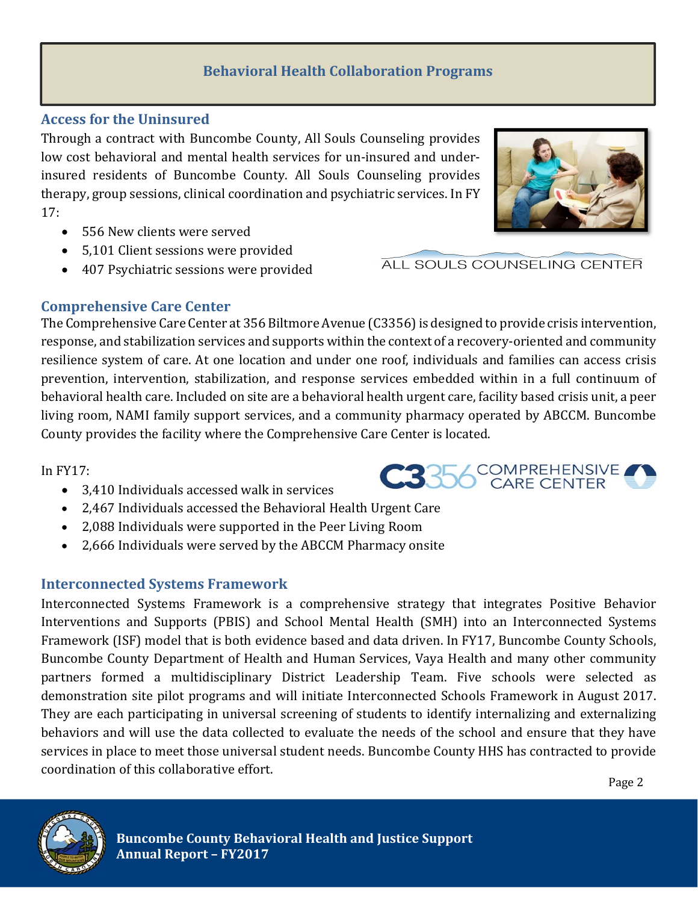# Behavioral Health Collaboration Programs

## Access for the Uninsured

Through a contract with Buncombe County, All Souls Counseling provides low cost behavioral and mental health services for un-insured and under-insured residents of Buncombe County. All Souls Counseling provides therapy, group sessions, clinical coordination and psychiatric services. In FY 17:

- 556 New clients were served
- 5,101 Client sessions were provided
- 407 Psychiatric sessions were provided

## Comprehensive Care Center

The Comprehensive Care Center at 356 Biltmore Avenue (C3356) is designed to provide crisis intervention, response, and stabilization services and supports within the context of a recovery-oriented and community resilience system of care. At one location and under one roof, individuals and families can access crisis prevention, intervention, stabilization, and response services embedded within in a full continuum of behavioral health care. Included on site are a behavioral health urgent care, facility based crisis unit, a peer living room, NAMI family support services, and a community pharmacy operated by ABCCM. Buncombe County provides the facility where the Comprehensive Care Center is located.

In FY17:

- 3,410 Individuals accessed walk in services
- 2,467 Individuals accessed the Behavioral Health Urgent Care
- 2,088 Individuals were supported in the Peer Living Room
- 2,666 Individuals were served by the ABCCM Pharmacy onsite

## Interconnected Systems Framework

Interconnected Systems Framework is a comprehensive strategy that integrates Positive Behavior Interventions and Supports (PBIS) and School Mental Health (SMH) into an Interconnected Systems Framework (ISF) model that is both evidence based and data driven. In FY17, Buncombe County Schools, Buncombe County Department of Health and Human Services, Vaya Health and many other community partners formed a multidisciplinary District Leadership Team. Five schools were selected as demonstration site pilot programs and will initiate Interconnected Schools Framework in August 2017. They are each participating in universal screening of students to identify internalizing and externalizing behaviors and will use the data collected to evaluate the needs of the school and ensure that they have services in place to meet those universal student needs. Buncombe County HHS has contracted to provide coordination of this collaborative effort.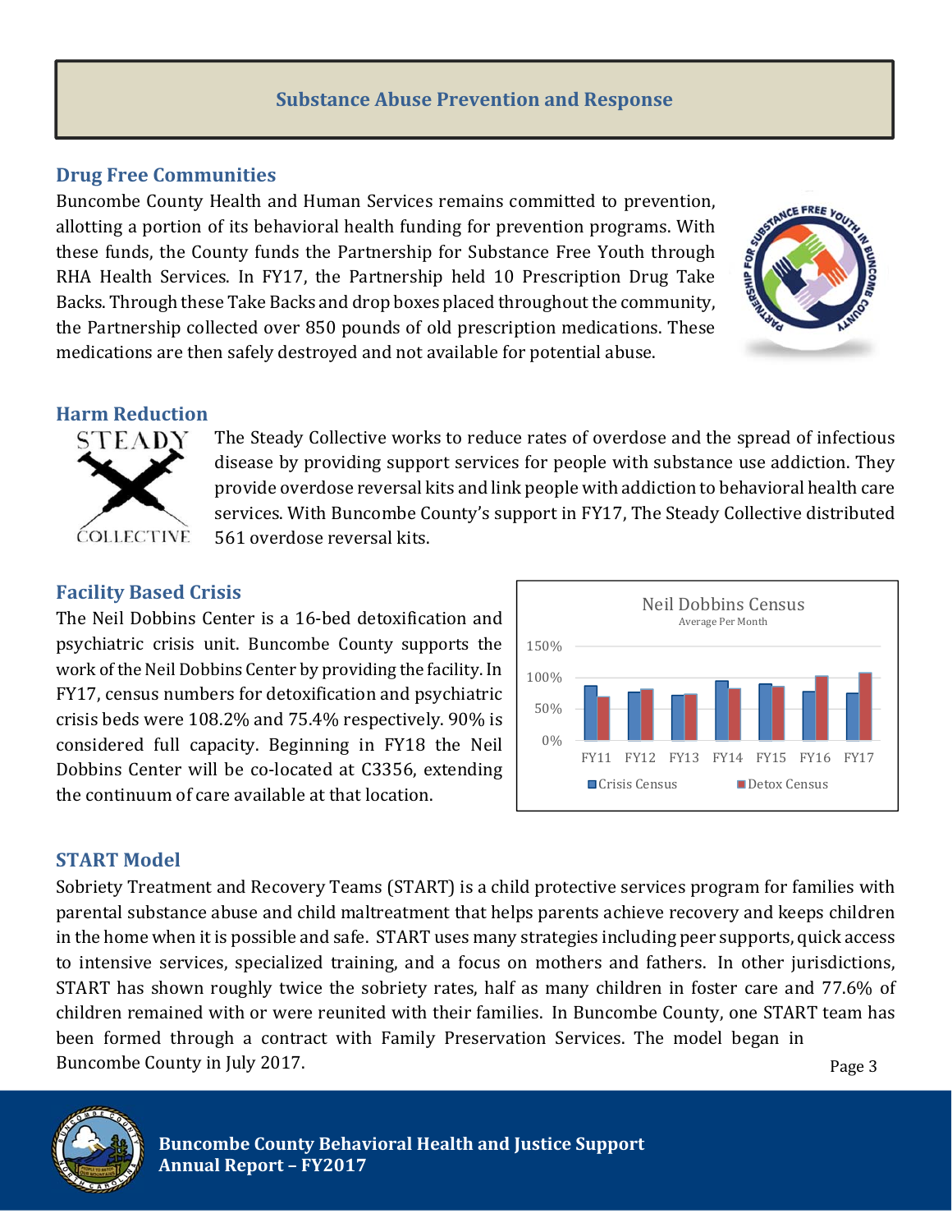## Substance Abuse Prevention and Response

### Drug Free Communities

Buncombe County Health and Human Services remains committed to prevention, allotting a portion of its behavioral health funding for prevention programs. With these funds, the County funds the Partnership for Substance Free Youth through RHA Health Services. In FY17, the Partnership held 10 Prescription Drug Take Backs. Through these Take Backs and drop boxes placed throughout the community, the Partnership collected over 850 pounds of old prescription medications. These medications are then safely destroyed and not available for potential abuse.

### Harm Reduction

The Steady Collective works to reduce rates of overdose and the spread of infectious disease by providing support services for people with substance use addiction. They provide overdose reversal kits and link people with addiction to behavioral health care services. With Buncombe County's support in FY17, The Steady Collective distributed 561 overdose reversal kits.

### Facility Based Crisis

The Neil Dobbins Center is a 16-bed detoxification and psychiatric crisis unit. Buncombe County supports the work of the Neil Dobbins Center by providing the facility. In FY17, census numbers for detoxification and psychiatric crisis beds were 108.2% and 75.4% respectively. 90% is considered full capacity. Beginning in FY18 the Neil Dobbins Center will be co-located at C3356, extending the continuum of care available at that location.

Neil Dobbins Census
Average Per Month

### START Model

Sobriety Treatment and Recovery Teams (START) is a child protective services program for families with parental substance abuse and child maltreatment that helps parents achieve recovery and keeps children in the home when it is possible and safe. START uses many strategies including peer supports, quick access to intensive services, specialized training, and a focus on mothers and fathers. In other jurisdictions, START has shown roughly twice the sobriety rates, half as many children in foster care and 77.6% of children remained with or were reunited with their families. In Buncombe County, one START team has been formed through a contract with Family Preservation Services. The model began in Buncombe County in July 2017.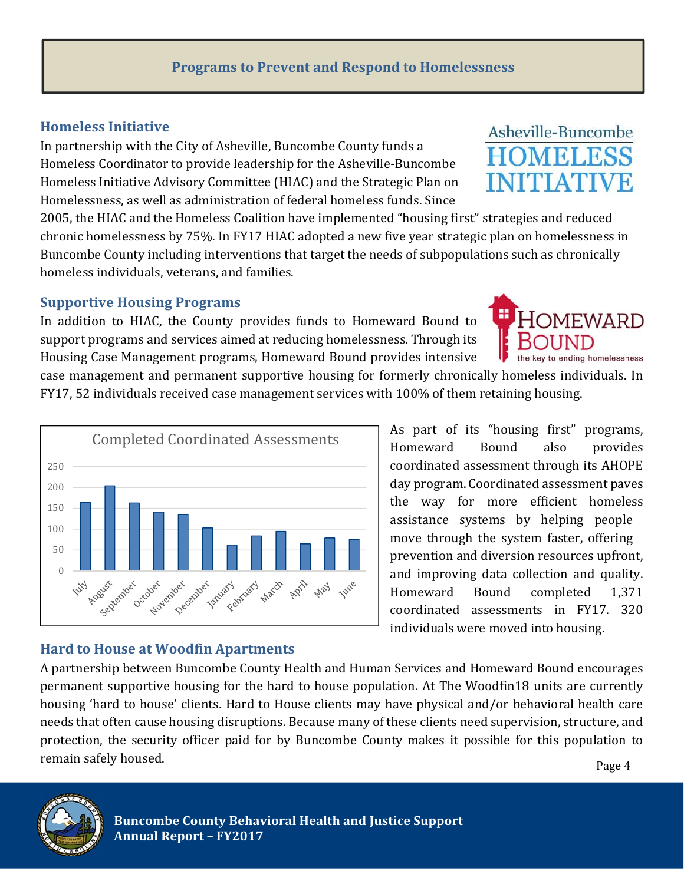# Programs to Prevent and Respond to Homelessness

## Homeless Initiative

In partnership with the City of Asheville, Buncombe County funds a Homeless Coordinator to provide leadership for the Asheville-Buncombe Homeless Initiative Advisory Committee (HIAC) and the Strategic Plan on Homelessness, as well as administration of federal homeless funds. Since 2005, the HIAC and the Homeless Coalition have implemented "housing first" strategies and reduced chronic homelessness by 75%. In FY17 HIAC adopted a new five year strategic plan on homelessness in Buncombe County including interventions that target the needs of subpopulations such as chronically homeless individuals, veterans, and families.

## Supportive Housing Programs

In addition to HIAC, the County provides funds to Homeward Bound to support programs and services aimed at reducing homelessness. Through its Housing Case Management programs, Homeward Bound provides intensive case management and permanent supportive housing for formerly chronically homeless individuals. In FY17, 52 individuals received case management services with 100% of them retaining housing.

Completed Coordinated Assessments

| Month | Completed Coordinated Assessments (approx.) |
|---|---|
| July | 163 |
| August | 203 |
| September | 162 |
| October | 141 |
| November | 135 |
| December | 102 |
| January | 61 |
| February | 83 |
| March | 94 |
| April | 64 |
| May | 78 |
| June | 75 |

As part of its "housing first" programs, Homeward Bound also provides coordinated assessment through its AHOPE day program. Coordinated assessment paves the way for more efficient homeless assistance systems by helping people move through the system faster, offering prevention and diversion resources upfront, and improving data collection and quality. Homeward Bound completed 1,371 coordinated assessments in FY17. 320 individuals were moved into housing.

## Hard to House at Woodfin Apartments

A partnership between Buncombe County Health and Human Services and Homeward Bound encourages permanent supportive housing for the hard to house population. At The Woodfin18 units are currently housing 'hard to house' clients. Hard to House clients may have physical and/or behavioral health care needs that often cause housing disruptions. Because many of these clients need supervision, structure, and protection, the security officer paid for by Buncombe County makes it possible for this population to remain safely housed.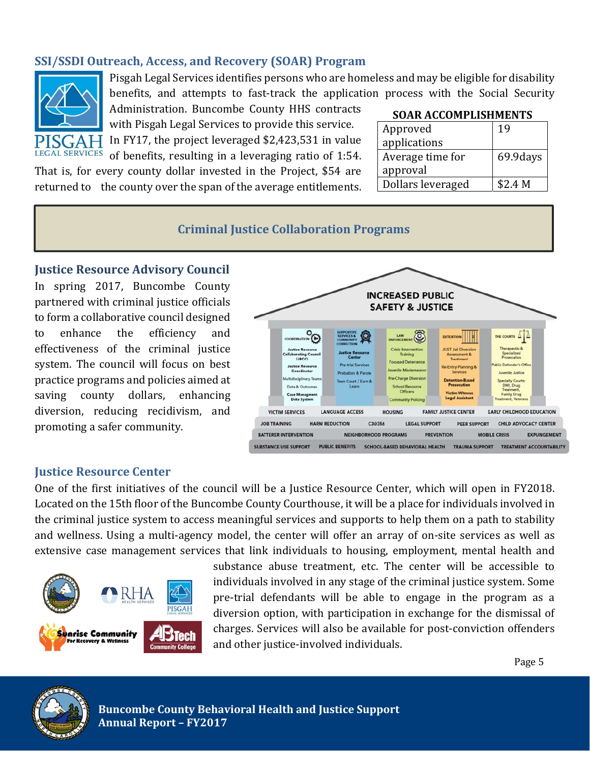## SSI/SSDI Outreach, Access, and Recovery (SOAR) Program

Pisgah Legal Services identifies persons who are homeless and may be eligible for disability benefits, and attempts to fast-track the application process with the Social Security Administration. Buncombe County HHS contracts with Pisgah Legal Services to provide this service. In FY17, the project leveraged $2,423,531 in value of benefits, resulting in a leveraging ratio of 1:54. That is, for every county dollar invested in the Project, $54 are returned to the county over the span of the average entitlements.

**SOAR ACCOMPLISHMENTS**

| | |
|---|---|
| Approved applications | 19 |
| Average time for approval | 69.9days |
| Dollars leveraged | $2.4 M |

## Criminal Justice Collaboration Programs

### Justice Resource Advisory Council

In spring 2017, Buncombe County partnered with criminal justice officials to form a collaborative council designed to enhance the efficiency and effectiveness of the criminal justice system. The council will focus on best practice programs and policies aimed at saving county dollars, enhancing diversion, reducing recidivism, and promoting a safer community.

### Justice Resource Center

One of the first initiatives of the council will be a Justice Resource Center, which will open in FY2018. Located on the 15th floor of the Buncombe County Courthouse, it will be a place for individuals involved in the criminal justice system to access meaningful services and supports to help them on a path to stability and wellness. Using a multi-agency model, the center will offer an array of on-site services as well as extensive case management services that link individuals to housing, employment, mental health and substance abuse treatment, etc. The center will be accessible to individuals involved in any stage of the criminal justice system. Some pre-trial defendants will be able to engage in the program as a diversion option, with participation in exchange for the dismissal of charges. Services will also be available for post-conviction offenders and other justice-involved individuals.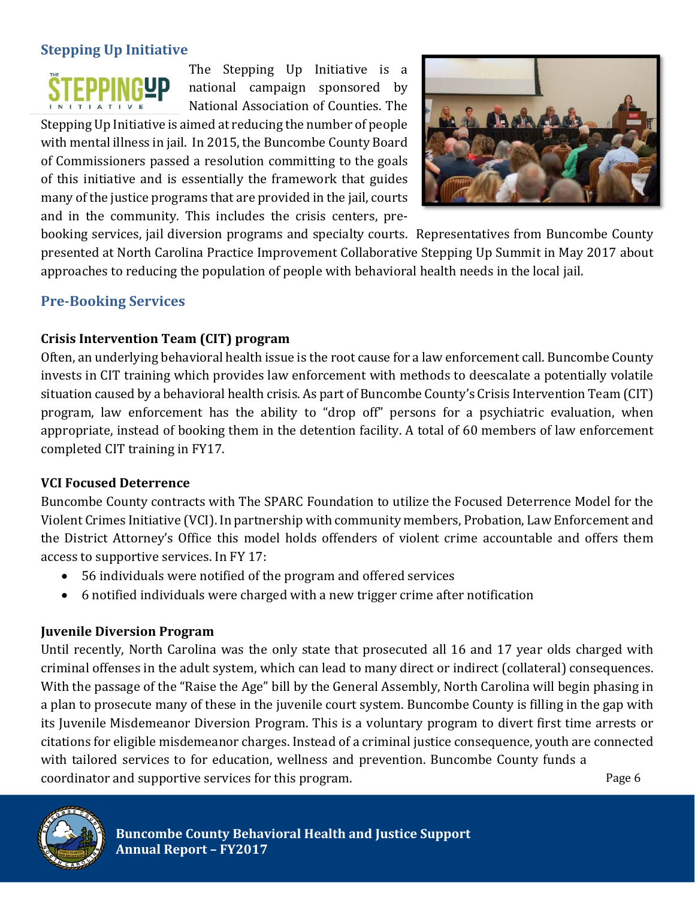## Stepping Up Initiative

The Stepping Up Initiative is a national campaign sponsored by National Association of Counties. The Stepping Up Initiative is aimed at reducing the number of people with mental illness in jail. In 2015, the Buncombe County Board of Commissioners passed a resolution committing to the goals of this initiative and is essentially the framework that guides many of the justice programs that are provided in the jail, courts and in the community. This includes the crisis centers, pre-booking services, jail diversion programs and specialty courts. Representatives from Buncombe County presented at North Carolina Practice Improvement Collaborative Stepping Up Summit in May 2017 about approaches to reducing the population of people with behavioral health needs in the local jail.

## Pre-Booking Services

### Crisis Intervention Team (CIT) program

Often, an underlying behavioral health issue is the root cause for a law enforcement call. Buncombe County invests in CIT training which provides law enforcement with methods to deescalate a potentially volatile situation caused by a behavioral health crisis. As part of Buncombe County's Crisis Intervention Team (CIT) program, law enforcement has the ability to "drop off" persons for a psychiatric evaluation, when appropriate, instead of booking them in the detention facility. A total of 60 members of law enforcement completed CIT training in FY17.

### VCI Focused Deterrence

Buncombe County contracts with The SPARC Foundation to utilize the Focused Deterrence Model for the Violent Crimes Initiative (VCI). In partnership with community members, Probation, Law Enforcement and the District Attorney's Office this model holds offenders of violent crime accountable and offers them access to supportive services. In FY 17:

- 56 individuals were notified of the program and offered services
- 6 notified individuals were charged with a new trigger crime after notification

### Juvenile Diversion Program

Until recently, North Carolina was the only state that prosecuted all 16 and 17 year olds charged with criminal offenses in the adult system, which can lead to many direct or indirect (collateral) consequences. With the passage of the "Raise the Age" bill by the General Assembly, North Carolina will begin phasing in a plan to prosecute many of these in the juvenile court system. Buncombe County is filling in the gap with its Juvenile Misdemeanor Diversion Program. This is a voluntary program to divert first time arrests or citations for eligible misdemeanor charges. Instead of a criminal justice consequence, youth are connected with tailored services to for education, wellness and prevention. Buncombe County funds a coordinator and supportive services for this program.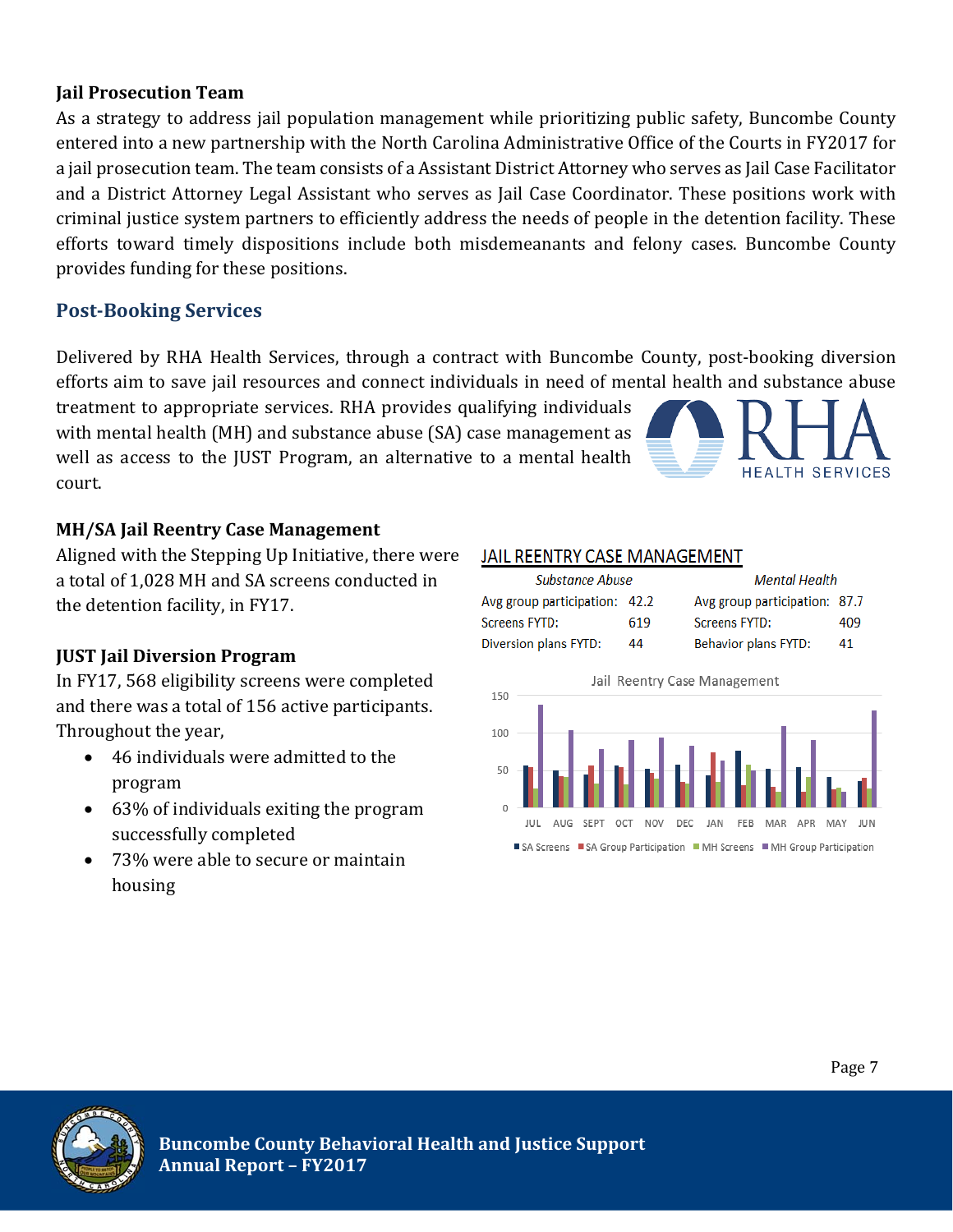### Jail Prosecution Team

As a strategy to address jail population management while prioritizing public safety, Buncombe County entered into a new partnership with the North Carolina Administrative Office of the Courts in FY2017 for a jail prosecution team. The team consists of a Assistant District Attorney who serves as Jail Case Facilitator and a District Attorney Legal Assistant who serves as Jail Case Coordinator. These positions work with criminal justice system partners to efficiently address the needs of people in the detention facility. These efforts toward timely dispositions include both misdemeanants and felony cases. Buncombe County provides funding for these positions.

## Post-Booking Services

Delivered by RHA Health Services, through a contract with Buncombe County, post-booking diversion efforts aim to save jail resources and connect individuals in need of mental health and substance abuse treatment to appropriate services. RHA provides qualifying individuals with mental health (MH) and substance abuse (SA) case management as well as access to the JUST Program, an alternative to a mental health court.

### MH/SA Jail Reentry Case Management

Aligned with the Stepping Up Initiative, there were a total of 1,028 MH and SA screens conducted in the detention facility, in FY17.

JAIL REENTRY CASE MANAGEMENT

| *Substance Abuse* | | *Mental Health* | |
|---|---|---|---|
| Avg group participation: | 42.2 | Avg group participation: | 87.7 |
| Screens FYTD: | 619 | Screens FYTD: | 409 |
| Diversion plans FYTD: | 44 | Behavior plans FYTD: | 41 |

Jail Reentry Case Management

| Month | SA Screens | SA Group Participation | MH Screens | MH Group Participation |
|---|---|---|---|---|
| JUL | 56 | 54 | 25 | 138 |
| AUG | 50 | 42 | 41 | 104 |
| SEPT | 44 | 56 | 33 | 78 |
| OCT | 56 | 54 | 31 | 90 |
| NOV | 52 | 46 | 39 | 94 |
| DEC | 57 | 34 | 33 | 82 |
| JAN | 43 | 74 | 35 | 63 |
| FEB | 76 | 30 | 57 | 50 |
| MAR | 52 | 28 | 22 | 109 |
| APR | 54 | 21 | 41 | 91 |
| MAY | 41 | 24 | 26 | 21 |
| JUN | 36 | 40 | 25 | 130 |

### JUST Jail Diversion Program

In FY17, 568 eligibility screens were completed and there was a total of 156 active participants. Throughout the year,

- 46 individuals were admitted to the program
- 63% of individuals exiting the program successfully completed
- 73% were able to secure or maintain housing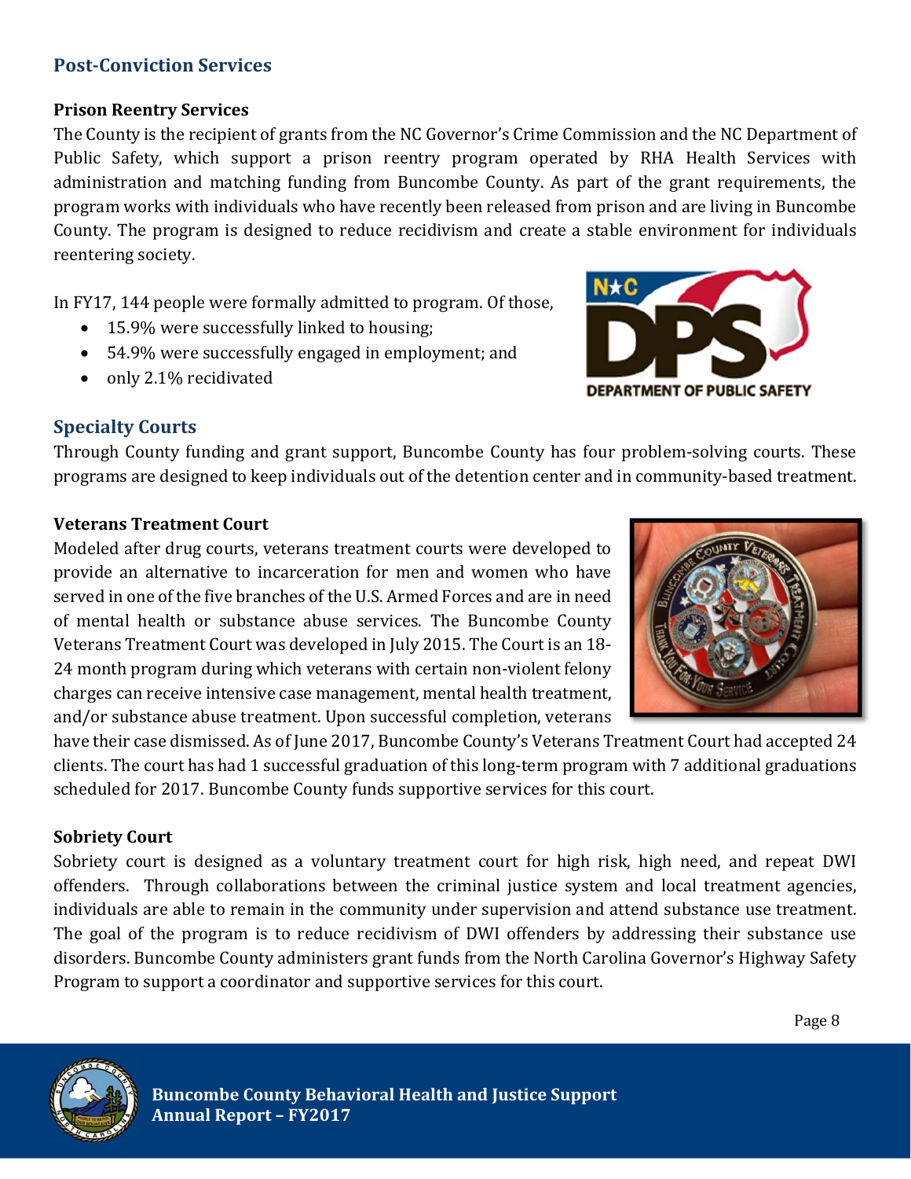## Post-Conviction Services

### Prison Reentry Services

The County is the recipient of grants from the NC Governor's Crime Commission and the NC Department of Public Safety, which support a prison reentry program operated by RHA Health Services with administration and matching funding from Buncombe County. As part of the grant requirements, the program works with individuals who have recently been released from prison and are living in Buncombe County. The program is designed to reduce recidivism and create a stable environment for individuals reentering society.

In FY17, 144 people were formally admitted to program. Of those,

- 15.9% were successfully linked to housing;
- 54.9% were successfully engaged in employment; and
- only 2.1% recidivated

## Specialty Courts

Through County funding and grant support, Buncombe County has four problem-solving courts. These programs are designed to keep individuals out of the detention center and in community-based treatment.

### Veterans Treatment Court

Modeled after drug courts, veterans treatment courts were developed to provide an alternative to incarceration for men and women who have served in one of the five branches of the U.S. Armed Forces and are in need of mental health or substance abuse services. The Buncombe County Veterans Treatment Court was developed in July 2015. The Court is an 18-24 month program during which veterans with certain non-violent felony charges can receive intensive case management, mental health treatment, and/or substance abuse treatment. Upon successful completion, veterans have their case dismissed. As of June 2017, Buncombe County's Veterans Treatment Court had accepted 24 clients. The court has had 1 successful graduation of this long-term program with 7 additional graduations scheduled for 2017. Buncombe County funds supportive services for this court.

### Sobriety Court

Sobriety court is designed as a voluntary treatment court for high risk, high need, and repeat DWI offenders. Through collaborations between the criminal justice system and local treatment agencies, individuals are able to remain in the community under supervision and attend substance use treatment. The goal of the program is to reduce recidivism of DWI offenders by addressing their substance use disorders. Buncombe County administers grant funds from the North Carolina Governor's Highway Safety Program to support a coordinator and supportive services for this court.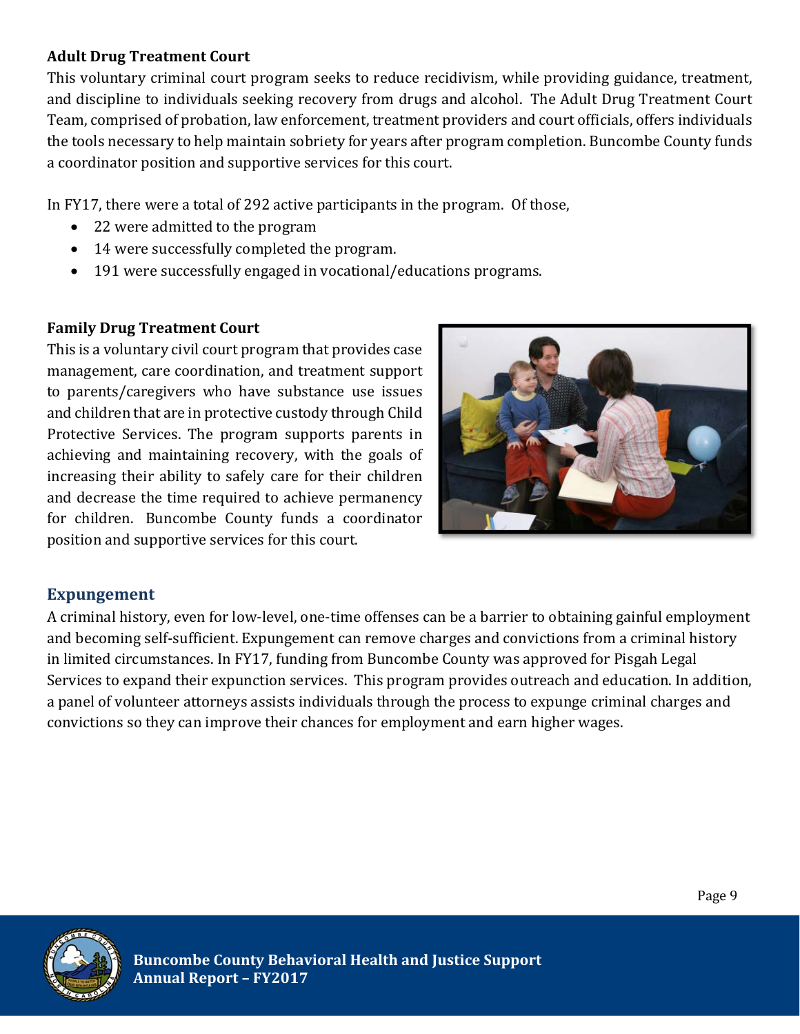### Adult Drug Treatment Court

This voluntary criminal court program seeks to reduce recidivism, while providing guidance, treatment, and discipline to individuals seeking recovery from drugs and alcohol. The Adult Drug Treatment Court Team, comprised of probation, law enforcement, treatment providers and court officials, offers individuals the tools necessary to help maintain sobriety for years after program completion. Buncombe County funds a coordinator position and supportive services for this court.

In FY17, there were a total of 292 active participants in the program. Of those,

- 22 were admitted to the program
- 14 were successfully completed the program.
- 191 were successfully engaged in vocational/educations programs.

### Family Drug Treatment Court

This is a voluntary civil court program that provides case management, care coordination, and treatment support to parents/caregivers who have substance use issues and children that are in protective custody through Child Protective Services. The program supports parents in achieving and maintaining recovery, with the goals of increasing their ability to safely care for their children and decrease the time required to achieve permanency for children. Buncombe County funds a coordinator position and supportive services for this court.

## Expungement

A criminal history, even for low-level, one-time offenses can be a barrier to obtaining gainful employment and becoming self-sufficient. Expungement can remove charges and convictions from a criminal history in limited circumstances. In FY17, funding from Buncombe County was approved for Pisgah Legal Services to expand their expunction services. This program provides outreach and education. In addition, a panel of volunteer attorneys assists individuals through the process to expunge criminal charges and convictions so they can improve their chances for employment and earn higher wages.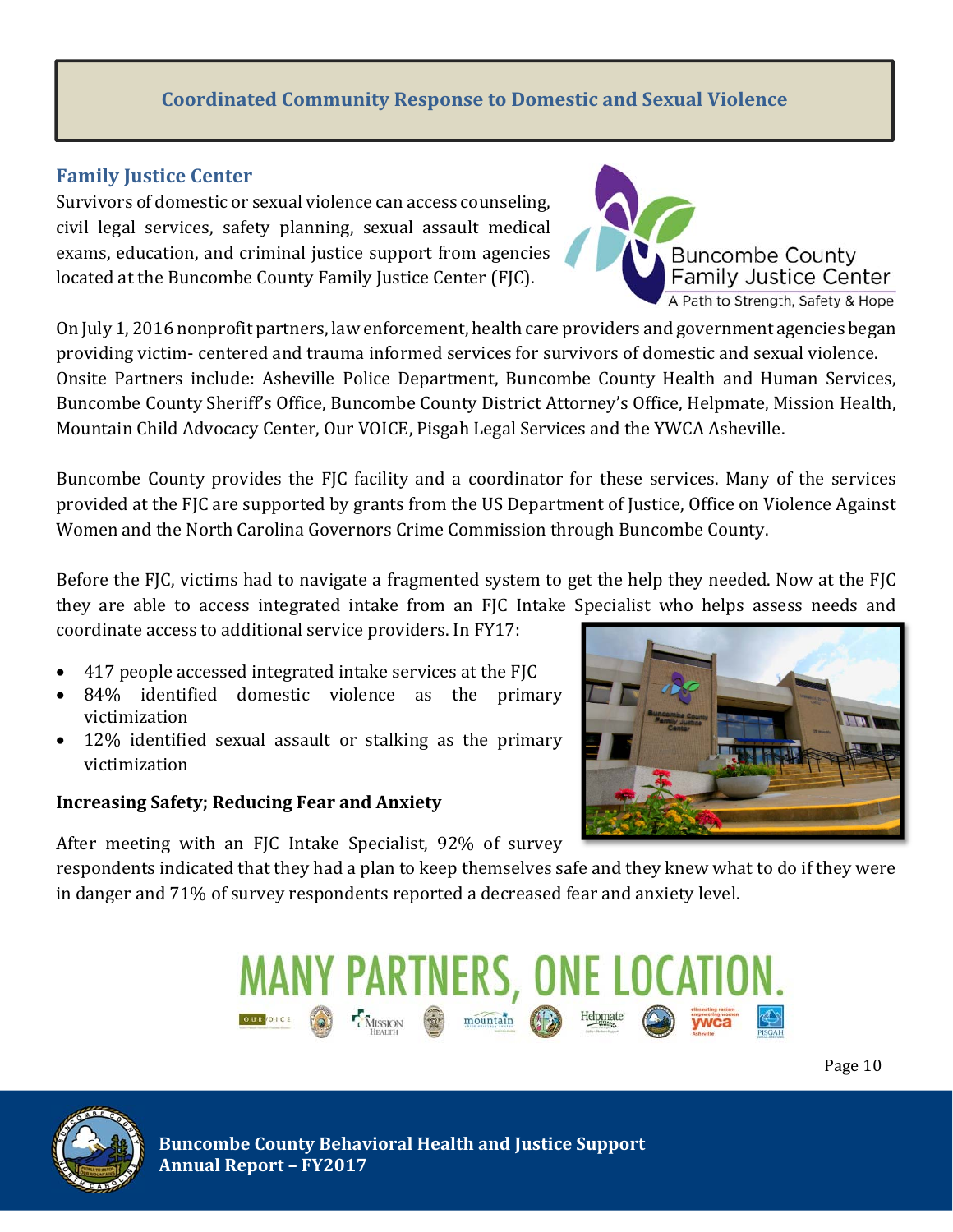## Coordinated Community Response to Domestic and Sexual Violence

### Family Justice Center

Survivors of domestic or sexual violence can access counseling, civil legal services, safety planning, sexual assault medical exams, education, and criminal justice support from agencies located at the Buncombe County Family Justice Center (FJC).

On July 1, 2016 nonprofit partners, law enforcement, health care providers and government agencies began providing victim- centered and trauma informed services for survivors of domestic and sexual violence. Onsite Partners include: Asheville Police Department, Buncombe County Health and Human Services, Buncombe County Sheriff's Office, Buncombe County District Attorney's Office, Helpmate, Mission Health, Mountain Child Advocacy Center, Our VOICE, Pisgah Legal Services and the YWCA Asheville.

Buncombe County provides the FJC facility and a coordinator for these services. Many of the services provided at the FJC are supported by grants from the US Department of Justice, Office on Violence Against Women and the North Carolina Governors Crime Commission through Buncombe County.

Before the FJC, victims had to navigate a fragmented system to get the help they needed. Now at the FJC they are able to access integrated intake from an FJC Intake Specialist who helps assess needs and coordinate access to additional service providers. In FY17:

- 417 people accessed integrated intake services at the FJC
- 84% identified domestic violence as the primary victimization
- 12% identified sexual assault or stalking as the primary victimization

**Increasing Safety; Reducing Fear and Anxiety**

After meeting with an FJC Intake Specialist, 92% of survey respondents indicated that they had a plan to keep themselves safe and they knew what to do if they were in danger and 71% of survey respondents reported a decreased fear and anxiety level.

MANY PARTNERS, ONE LOCATION.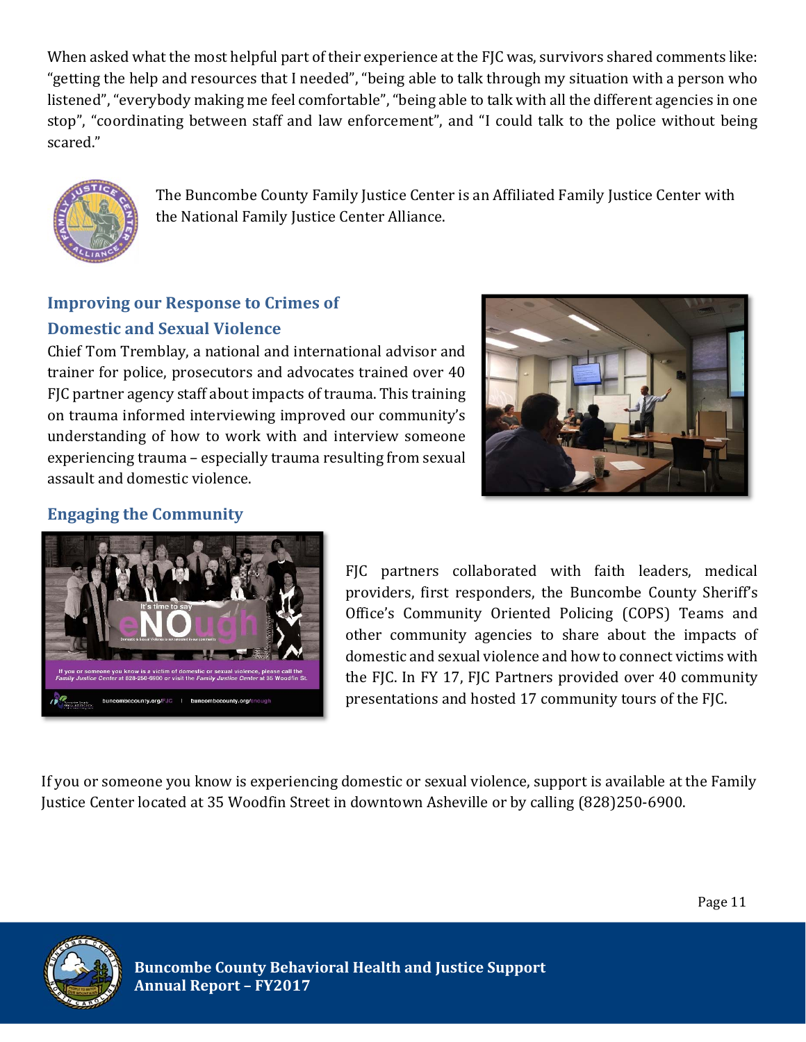When asked what the most helpful part of their experience at the FJC was, survivors shared comments like: "getting the help and resources that I needed", "being able to talk through my situation with a person who listened", "everybody making me feel comfortable", "being able to talk with all the different agencies in one stop", "coordinating between staff and law enforcement", and "I could talk to the police without being scared."

The Buncombe County Family Justice Center is an Affiliated Family Justice Center with the National Family Justice Center Alliance.

## Improving our Response to Crimes of Domestic and Sexual Violence

Chief Tom Tremblay, a national and international advisor and trainer for police, prosecutors and advocates trained over 40 FJC partner agency staff about impacts of trauma. This training on trauma informed interviewing improved our community's understanding of how to work with and interview someone experiencing trauma – especially trauma resulting from sexual assault and domestic violence.

## Engaging the Community

FJC partners collaborated with faith leaders, medical providers, first responders, the Buncombe County Sheriff's Office's Community Oriented Policing (COPS) Teams and other community agencies to share about the impacts of domestic and sexual violence and how to connect victims with the FJC. In FY 17, FJC Partners provided over 40 community presentations and hosted 17 community tours of the FJC.

If you or someone you know is experiencing domestic or sexual violence, support is available at the Family Justice Center located at 35 Woodfin Street in downtown Asheville or by calling (828)250-6900.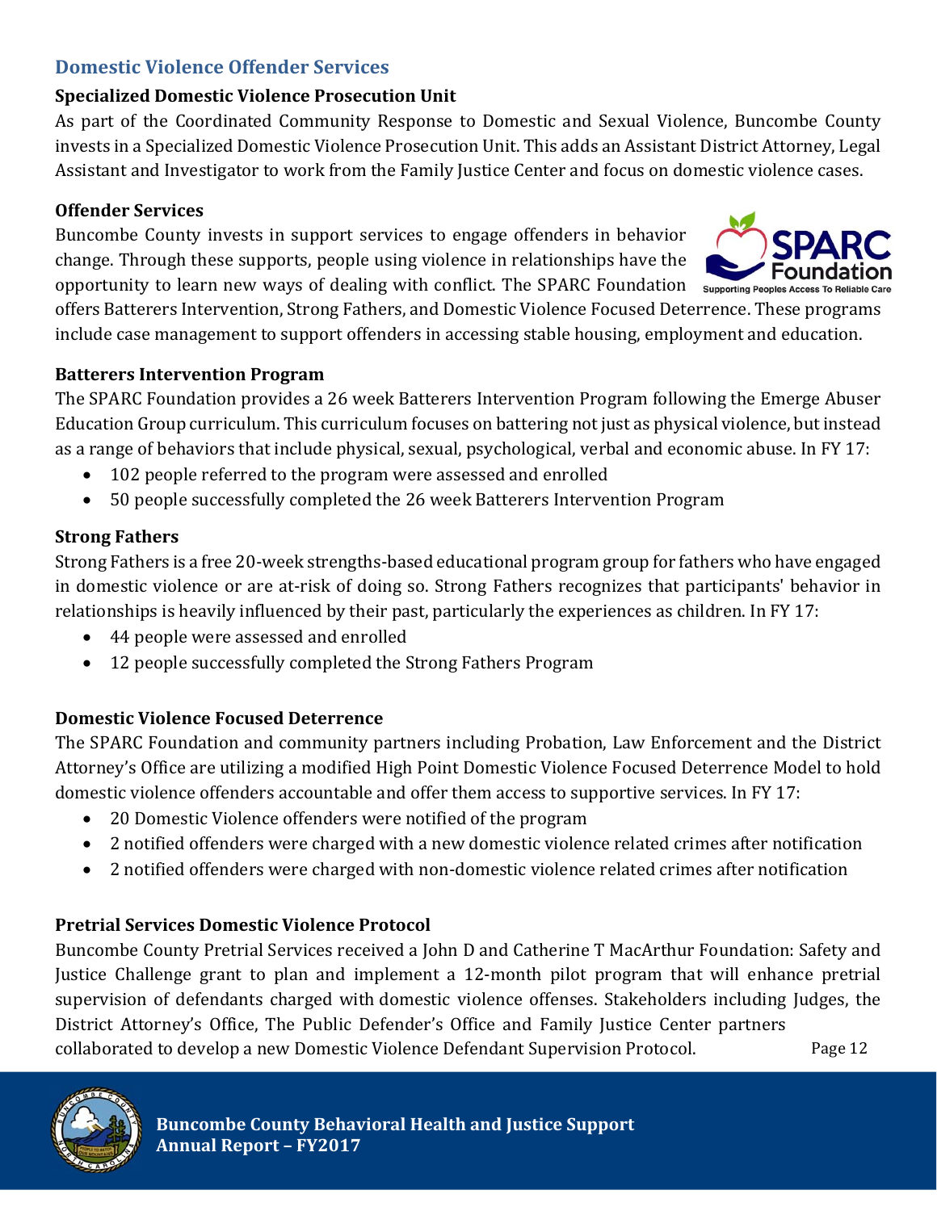## Domestic Violence Offender Services

### Specialized Domestic Violence Prosecution Unit

As part of the Coordinated Community Response to Domestic and Sexual Violence, Buncombe County invests in a Specialized Domestic Violence Prosecution Unit. This adds an Assistant District Attorney, Legal Assistant and Investigator to work from the Family Justice Center and focus on domestic violence cases.

### Offender Services

Buncombe County invests in support services to engage offenders in behavior change. Through these supports, people using violence in relationships have the opportunity to learn new ways of dealing with conflict. The SPARC Foundation offers Batterers Intervention, Strong Fathers, and Domestic Violence Focused Deterrence. These programs include case management to support offenders in accessing stable housing, employment and education.

### Batterers Intervention Program

The SPARC Foundation provides a 26 week Batterers Intervention Program following the Emerge Abuser Education Group curriculum. This curriculum focuses on battering not just as physical violence, but instead as a range of behaviors that include physical, sexual, psychological, verbal and economic abuse. In FY 17:

- 102 people referred to the program were assessed and enrolled
- 50 people successfully completed the 26 week Batterers Intervention Program

### Strong Fathers

Strong Fathers is a free 20-week strengths-based educational program group for fathers who have engaged in domestic violence or are at-risk of doing so. Strong Fathers recognizes that participants' behavior in relationships is heavily influenced by their past, particularly the experiences as children. In FY 17:

- 44 people were assessed and enrolled
- 12 people successfully completed the Strong Fathers Program

### Domestic Violence Focused Deterrence

The SPARC Foundation and community partners including Probation, Law Enforcement and the District Attorney's Office are utilizing a modified High Point Domestic Violence Focused Deterrence Model to hold domestic violence offenders accountable and offer them access to supportive services. In FY 17:

- 20 Domestic Violence offenders were notified of the program
- 2 notified offenders were charged with a new domestic violence related crimes after notification
- 2 notified offenders were charged with non-domestic violence related crimes after notification

### Pretrial Services Domestic Violence Protocol

Buncombe County Pretrial Services received a John D and Catherine T MacArthur Foundation: Safety and Justice Challenge grant to plan and implement a 12-month pilot program that will enhance pretrial supervision of defendants charged with domestic violence offenses. Stakeholders including Judges, the District Attorney's Office, The Public Defender's Office and Family Justice Center partners collaborated to develop a new Domestic Violence Defendant Supervision Protocol.